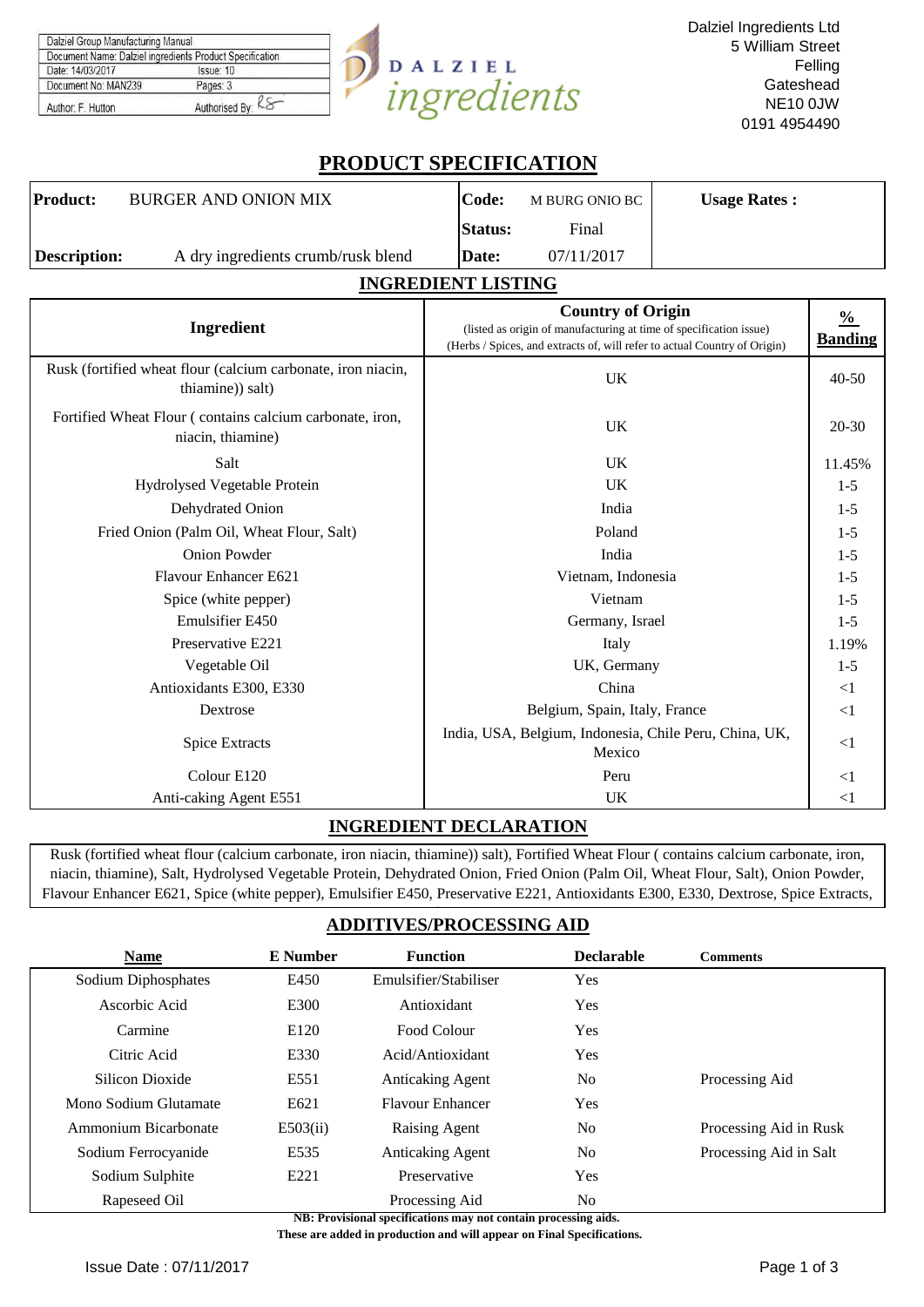| Dalziel Group Manufacturing Manual | |
|---|---|
| Document Name: Dalziel ingredients Product Specification | |
| Date: 14/03/2017 | Issue: 10 |
| Document No: MAN239 | Pages: 3 |
| Author: F. Hutton | Authorised By: |

DALZIEL ingredients

Dalziel Ingredients Ltd
5 William Street
Felling
Gateshead
NE10 0JW
0191 4954490

# PRODUCT SPECIFICATION

| **Product:** BURGER AND ONION MIX | **Code:** M BURG ONIO BC | **Usage Rates :** |
|---|---|---|
| | **Status:** Final | |
| **Description:** A dry ingredients crumb/rusk blend | **Date:** 07/11/2017 | |

## INGREDIENT LISTING

| Ingredient | Country of Origin (listed as origin of manufacturing at time of specification issue) (Herbs / Spices, and extracts of, will refer to actual Country of Origin) | % Banding |
|---|---|---|
| Rusk (fortified wheat flour (calcium carbonate, iron niacin, thiamine)) salt) | UK | 40-50 |
| Fortified Wheat Flour ( contains calcium carbonate, iron, niacin, thiamine) | UK | 20-30 |
| Salt | UK | 11.45% |
| Hydrolysed Vegetable Protein | UK | 1-5 |
| Dehydrated Onion | India | 1-5 |
| Fried Onion (Palm Oil, Wheat Flour, Salt) | Poland | 1-5 |
| Onion Powder | India | 1-5 |
| Flavour Enhancer E621 | Vietnam, Indonesia | 1-5 |
| Spice (white pepper) | Vietnam | 1-5 |
| Emulsifier E450 | Germany, Israel | 1-5 |
| Preservative E221 | Italy | 1.19% |
| Vegetable Oil | UK, Germany | 1-5 |
| Antioxidants E300, E330 | China | <1 |
| Dextrose | Belgium, Spain, Italy, France | <1 |
| Spice Extracts | India, USA, Belgium, Indonesia, Chile Peru, China, UK, Mexico | <1 |
| Colour E120 | Peru | <1 |
| Anti-caking Agent E551 | UK | <1 |

## INGREDIENT DECLARATION

Rusk (fortified wheat flour (calcium carbonate, iron niacin, thiamine)) salt), Fortified Wheat Flour ( contains calcium carbonate, iron, niacin, thiamine), Salt, Hydrolysed Vegetable Protein, Dehydrated Onion, Fried Onion (Palm Oil, Wheat Flour, Salt), Onion Powder, Flavour Enhancer E621, Spice (white pepper), Emulsifier E450, Preservative E221, Antioxidants E300, E330, Dextrose, Spice Extracts,

## ADDITIVES/PROCESSING AID

| Name | E Number | Function | Declarable | Comments |
|---|---|---|---|---|
| Sodium Diphosphates | E450 | Emulsifier/Stabiliser | Yes | |
| Ascorbic Acid | E300 | Antioxidant | Yes | |
| Carmine | E120 | Food Colour | Yes | |
| Citric Acid | E330 | Acid/Antioxidant | Yes | |
| Silicon Dioxide | E551 | Anticaking Agent | No | Processing Aid |
| Mono Sodium Glutamate | E621 | Flavour Enhancer | Yes | |
| Ammonium Bicarbonate | E503(ii) | Raising Agent | No | Processing Aid in Rusk |
| Sodium Ferrocyanide | E535 | Anticaking Agent | No | Processing Aid in Salt |
| Sodium Sulphite | E221 | Preservative | Yes | |
| Rapeseed Oil | | Processing Aid | No | |

**NB: Provisional specifications may not contain processing aids.**
**These are added in production and will appear on Final Specifications.**

Issue Date : 07/11/2017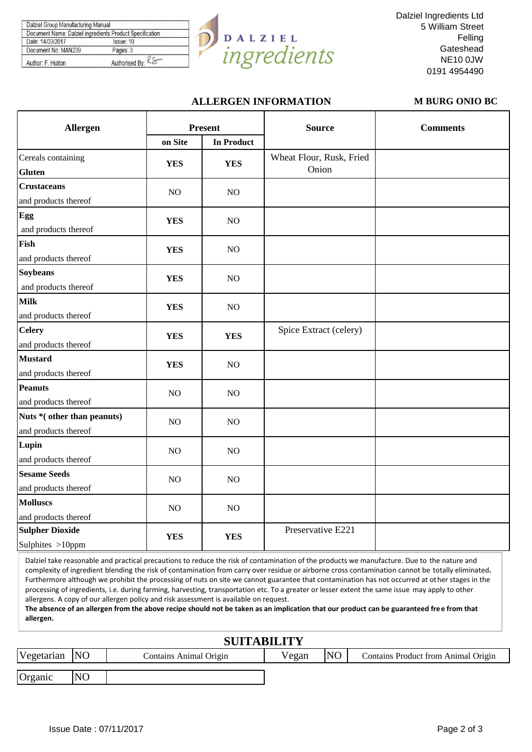| Dalziel Group Manufacturing Manual | |
|---|---|
| Document Name: Dalziel ingredients Product Specification | |
| Date: 14/03/2017 | Issue: 10 |
| Document No: MAN239 | Pages: 3 |
| Author: F. Hutton | Authorised By: |

Dalziel Ingredients Ltd
5 William Street
Felling
Gateshead
NE10 0JW
0191 4954490

## ALLERGEN INFORMATION

**M BURG ONIO BC**

| Allergen | Present | | Source | Comments |
|---|---|---|---|---|
| | on Site | In Product | | |
| Cereals containing **Gluten** | **YES** | **YES** | Wheat Flour, Rusk, Fried Onion | |
| **Crustaceans** and products thereof | NO | NO | | |
| **Egg** and products thereof | **YES** | NO | | |
| **Fish** and products thereof | **YES** | NO | | |
| **Soybeans** and products thereof | **YES** | NO | | |
| **Milk** and products thereof | **YES** | NO | | |
| **Celery** and products thereof | **YES** | **YES** | Spice Extract (celery) | |
| **Mustard** and products thereof | **YES** | NO | | |
| **Peanuts** and products thereof | NO | NO | | |
| **Nuts *( other than peanuts)** and products thereof | NO | NO | | |
| **Lupin** and products thereof | NO | NO | | |
| **Sesame Seeds** and products thereof | NO | NO | | |
| **Molluscs** and products thereof | NO | NO | | |
| **Sulpher Dioxide** Sulphites >10ppm | **YES** | **YES** | Preservative E221 | |

Dalziel take reasonable and practical precautions to reduce the risk of contamination of the products we manufacture. Due to the nature and complexity of ingredient blending the risk of contamination from carry over residue or airborne cross contamination cannot be totally eliminated. Furthermore although we prohibit the processing of nuts on site we cannot guarantee that contamination has not occurred at other stages in the processing of ingredients, i.e. during farming, harvesting, transportation etc. To a greater or lesser extent the same issue may apply to other allergens. A copy of our allergen policy and risk assessment is available on request.
**The absence of an allergen from the above recipe should not be taken as an implication that our product can be guaranteed free from that allergen.**

## SUITABILITY

| Vegetarian | NO | Contains Animal Origin | Vegan | NO | Contains Product from Animal Origin |
|---|---|---|---|---|---|
| Organic | NO | | | | |

Issue Date : 07/11/2017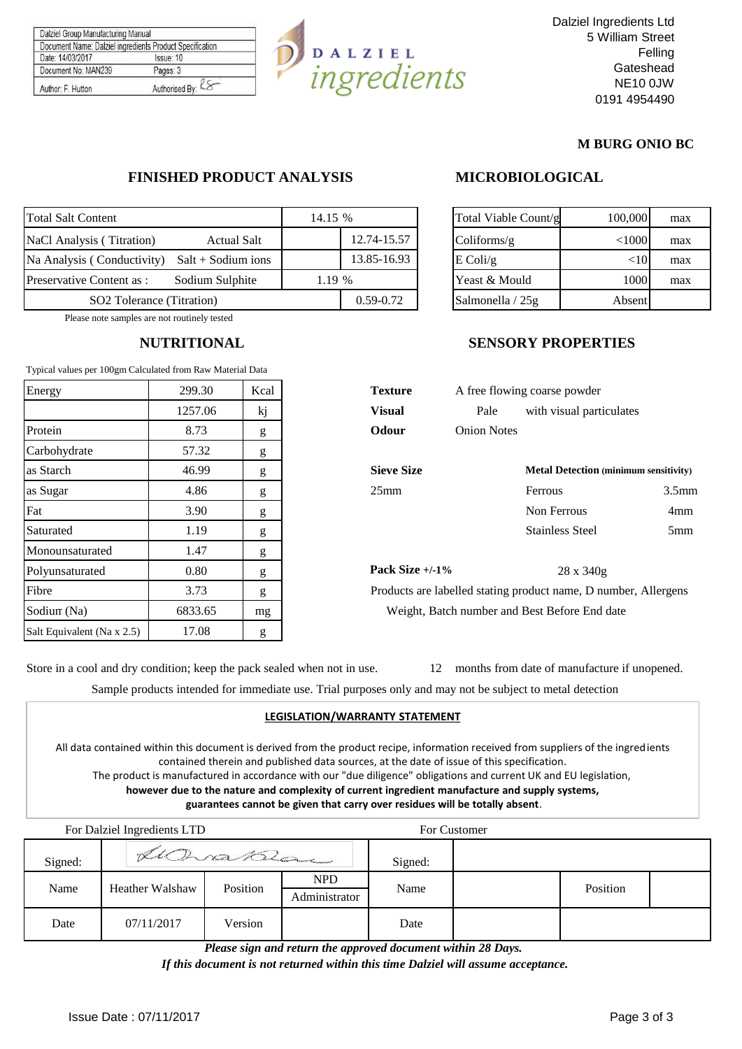| | |
|---|---|
| Dalziel Group Manufacturing Manual | |
| Document Name: Dalziel ingredients Product Specification | |
| Date: 14/03/2017 | Issue: 10 |
| Document No: MAN239 | Pages: 3 |
| Author: F. Hutton | Authorised By: |

DALZIEL ingredients

Dalziel Ingredients Ltd
5 William Street
Felling
Gateshead
NE10 0JW
0191 4954490

**M BURG ONIO BC**

## FINISHED PRODUCT ANALYSIS

| | | | |
|---|---|---|---|
| Total Salt Content | | 14.15 % | |
| NaCl Analysis ( Titration) | Actual Salt | | 12.74-15.57 |
| Na Analysis ( Conductivity) | Salt + Sodium ions | | 13.85-16.93 |
| Preservative Content as : | Sodium Sulphite | 1.19 % | |
| SO2 Tolerance (Titration) | | | 0.59-0.72 |

Please note samples are not routinely tested

## MICROBIOLOGICAL

| | | |
|---|---|---|
| Total Viable Count/g | 100,000 | max |
| Coliforms/g | <1000 | max |
| E Coli/g | <10 | max |
| Yeast & Mould | 1000 | max |
| Salmonella / 25g | Absent | |

## NUTRITIONAL

Typical values per 100gm Calculated from Raw Material Data

| | | |
|---|---|---|
| Energy | 299.30 | Kcal |
| | 1257.06 | kj |
| Protein | 8.73 | g |
| Carbohydrate | 57.32 | g |
| as Starch | 46.99 | g |
| as Sugar | 4.86 | g |
| Fat | 3.90 | g |
| Saturated | 1.19 | g |
| Monounsaturated | 1.47 | g |
| Polyunsaturated | 0.80 | g |
| Fibre | 3.73 | g |
| Sodium (Na) | 6833.65 | mg |
| Salt Equivalent (Na x 2.5) | 17.08 | g |

## SENSORY PROPERTIES

**Texture** A free flowing coarse powder

**Visual** Pale with visual particulates

**Odour** Onion Notes

**Sieve Size**
25mm

**Metal Detection (minimum sensitivity)**

| | |
|---|---|
| Ferrous | 3.5mm |
| Non Ferrous | 4mm |
| Stainless Steel | 5mm |

**Pack Size +/-1%** 28 x 340g

Products are labelled stating product name, D number, Allergens Weight, Batch number and Best Before End date

Store in a cool and dry condition; keep the pack sealed when not in use. 12 months from date of manufacture if unopened.

Sample products intended for immediate use. Trial purposes only and may not be subject to metal detection

**LEGISLATION/WARRANTY STATEMENT**

All data contained within this document is derived from the product recipe, information received from suppliers of the ingredients contained therein and published data sources, at the date of issue of this specification.
The product is manufactured in accordance with our "due diligence" obligations and current UK and EU legislation,
**however due to the nature and complexity of current ingredient manufacture and supply systems, guarantees cannot be given that carry over residues will be totally absent**.

| For Dalziel Ingredients LTD | | | | For Customer | | | |
|---|---|---|---|---|---|---|---|
| Signed: | | | | Signed: | | | |
| Name | Heather Walshaw | Position | NPD Administrator | Name | | Position | |
| Date | 07/11/2017 | Version | | Date | | | |

***Please sign and return the approved document within 28 Days.***
***If this document is not returned within this time Dalziel will assume acceptance.***

Issue Date : 07/11/2017